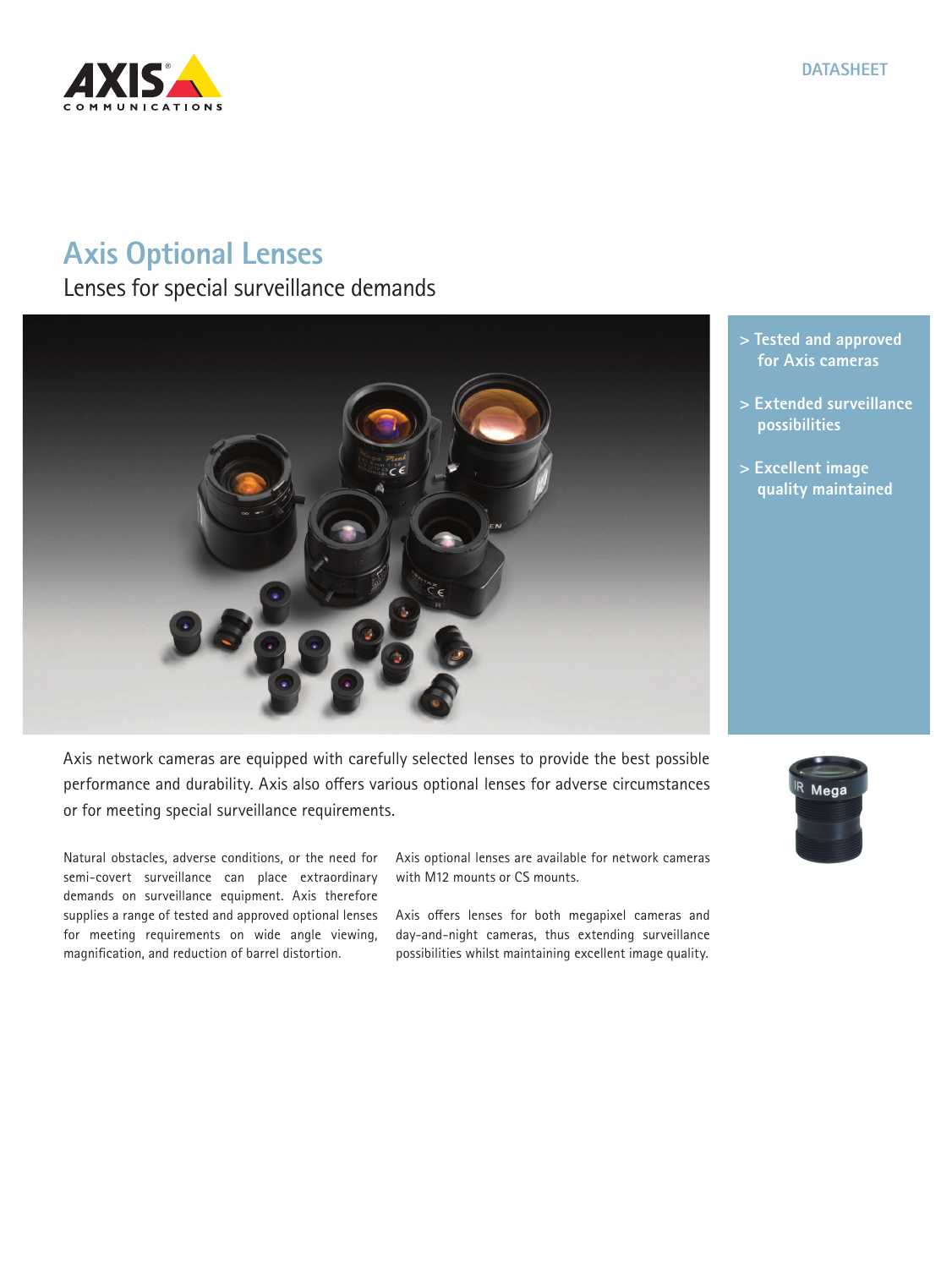DATASHEET

# Axis Optional Lenses

## Lenses for special surveillance demands

> Tested and approved for Axis cameras

> Extended surveillance possibilities

> Excellent image quality maintained

Axis network cameras are equipped with carefully selected lenses to provide the best possible performance and durability. Axis also offers various optional lenses for adverse circumstances or for meeting special surveillance requirements.

Natural obstacles, adverse conditions, or the need for semi-covert surveillance can place extraordinary demands on surveillance equipment. Axis therefore supplies a range of tested and approved optional lenses for meeting requirements on wide angle viewing, magnification, and reduction of barrel distortion.

Axis optional lenses are available for network cameras with M12 mounts or CS mounts.

Axis offers lenses for both megapixel cameras and day-and-night cameras, thus extending surveillance possibilities whilst maintaining excellent image quality.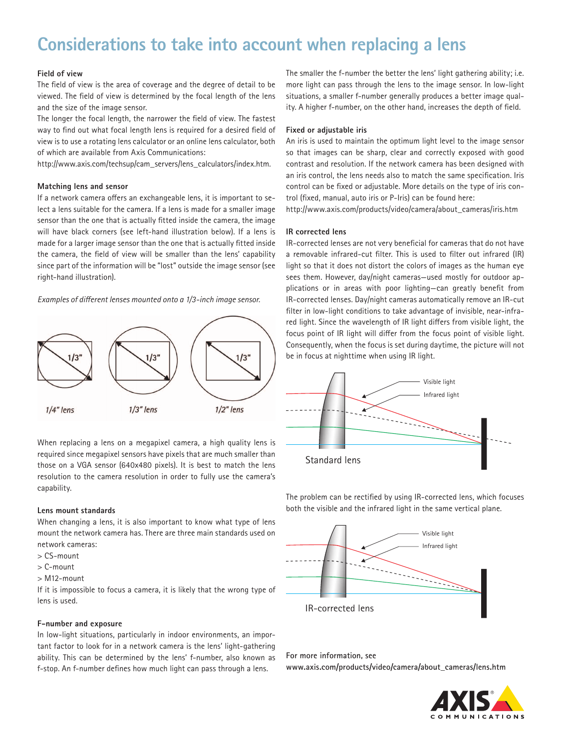# Considerations to take into account when replacing a lens

### Field of view

The field of view is the area of coverage and the degree of detail to be viewed. The field of view is determined by the focal length of the lens and the size of the image sensor.

The longer the focal length, the narrower the field of view. The fastest way to find out what focal length lens is required for a desired field of view is to use a rotating lens calculator or an online lens calculator, both of which are available from Axis Communications:
http://www.axis.com/techsup/cam_servers/lens_calculators/index.htm.

### Matching lens and sensor

If a network camera offers an exchangeable lens, it is important to select a lens suitable for the camera. If a lens is made for a smaller image sensor than the one that is actually fitted inside the camera, the image will have black corners (see left-hand illustration below). If a lens is made for a larger image sensor than the one that is actually fitted inside the camera, the field of view will be smaller than the lens' capability since part of the information will be "lost" outside the image sensor (see right-hand illustration).

*Examples of different lenses mounted onto a 1/3-inch image sensor.*

1/4" lens — 1/3" lens — 1/2" lens

When replacing a lens on a megapixel camera, a high quality lens is required since megapixel sensors have pixels that are much smaller than those on a VGA sensor (640x480 pixels). It is best to match the lens resolution to the camera resolution in order to fully use the camera's capability.

### Lens mount standards

When changing a lens, it is also important to know what type of lens mount the network camera has. There are three main standards used on network cameras:

> CS-mount
> C-mount
> M12-mount

If it is impossible to focus a camera, it is likely that the wrong type of lens is used.

### F-number and exposure

In low-light situations, particularly in indoor environments, an important factor to look for in a network camera is the lens' light-gathering ability. This can be determined by the lens' f-number, also known as f-stop. An f-number defines how much light can pass through a lens.

The smaller the f-number the better the lens' light gathering ability; i.e. more light can pass through the lens to the image sensor. In low-light situations, a smaller f-number generally produces a better image quality. A higher f-number, on the other hand, increases the depth of field.

### Fixed or adjustable iris

An iris is used to maintain the optimum light level to the image sensor so that images can be sharp, clear and correctly exposed with good contrast and resolution. If the network camera has been designed with an iris control, the lens needs also to match the same specification. Iris control can be fixed or adjustable. More details on the type of iris control (fixed, manual, auto iris or P-Iris) can be found here:
http://www.axis.com/products/video/camera/about_cameras/iris.htm

### IR corrected lens

IR-corrected lenses are not very beneficial for cameras that do not have a removable infrared-cut filter. This is used to filter out infrared (IR) light so that it does not distort the colors of images as the human eye sees them. However, day/night cameras—used mostly for outdoor applications or in areas with poor lighting—can greatly benefit from IR-corrected lenses. Day/night cameras automatically remove an IR-cut filter in low-light conditions to take advantage of invisible, near-infrared light. Since the wavelength of IR light differs from visible light, the focus point of IR light will differ from the focus point of visible light. Consequently, when the focus is set during daytime, the picture will not be in focus at nighttime when using IR light.

Visible light / Infrared light

Standard lens

The problem can be rectified by using IR-corrected lens, which focuses both the visible and the infrared light in the same vertical plane.

Visible light / Infrared light

IR-corrected lens

**For more information, see**
**www.axis.com/products/video/camera/about_cameras/lens.htm**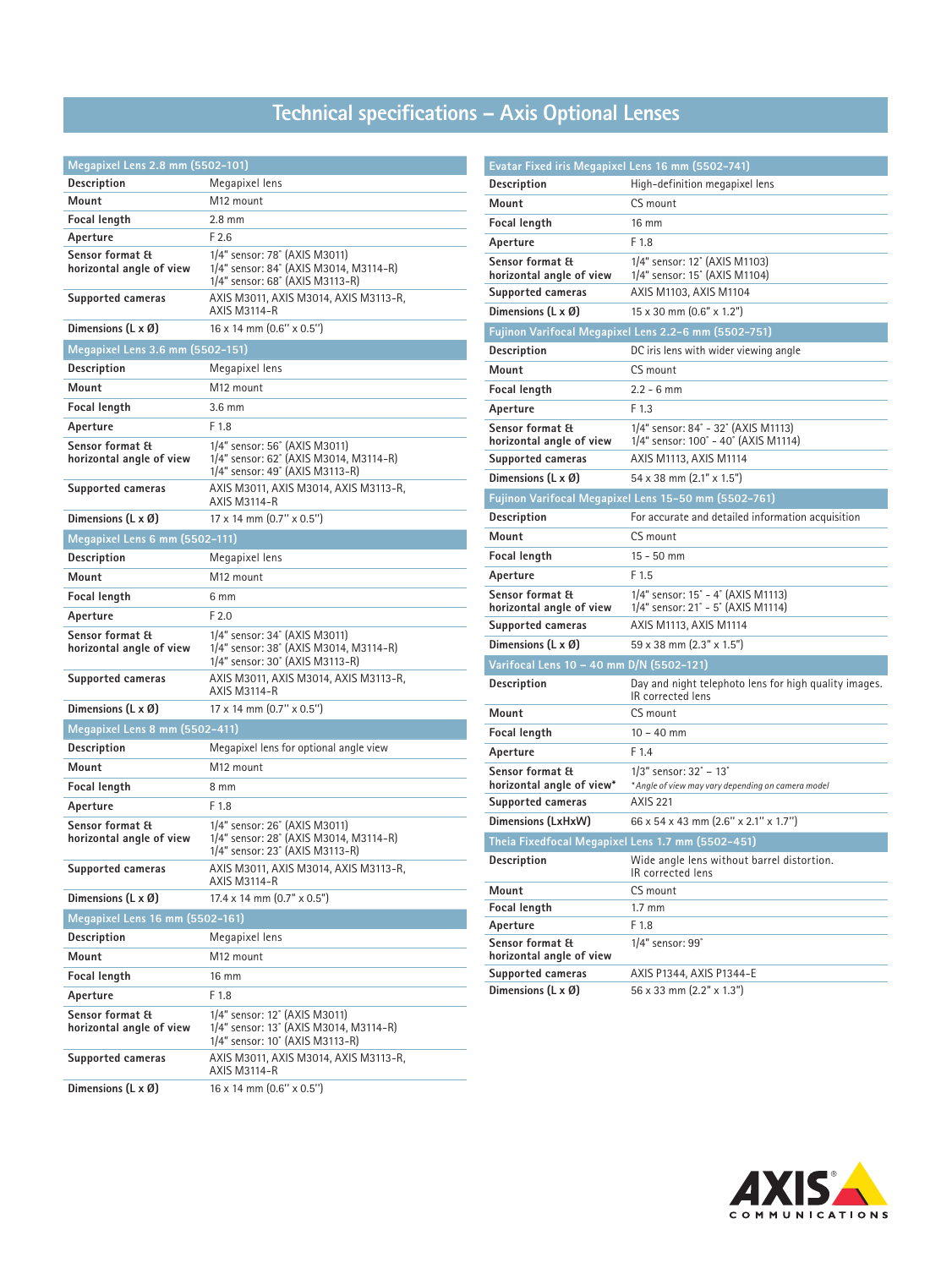# Technical specifications – Axis Optional Lenses

| Megapixel Lens 2.8 mm (5502-101) | |
|---|---|
| Description | Megapixel lens |
| Mount | M12 mount |
| Focal length | 2.8 mm |
| Aperture | F 2.6 |
| Sensor format & horizontal angle of view | 1/4" sensor: 78° (AXIS M3011)<br>1/4" sensor: 84° (AXIS M3014, M3114-R)<br>1/4" sensor: 68° (AXIS M3113-R) |
| Supported cameras | AXIS M3011, AXIS M3014, AXIS M3113-R, AXIS M3114-R |
| Dimensions (L x Ø) | 16 x 14 mm (0.6" x 0.5") |

| Megapixel Lens 3.6 mm (5502-151) | |
|---|---|
| Description | Megapixel lens |
| Mount | M12 mount |
| Focal length | 3.6 mm |
| Aperture | F 1.8 |
| Sensor format & horizontal angle of view | 1/4" sensor: 56° (AXIS M3011)<br>1/4" sensor: 62° (AXIS M3014, M3114-R)<br>1/4" sensor: 49° (AXIS M3113-R) |
| Supported cameras | AXIS M3011, AXIS M3014, AXIS M3113-R, AXIS M3114-R |
| Dimensions (L x Ø) | 17 x 14 mm (0.7" x 0.5") |

| Megapixel Lens 6 mm (5502-111) | |
|---|---|
| Description | Megapixel lens |
| Mount | M12 mount |
| Focal length | 6 mm |
| Aperture | F 2.0 |
| Sensor format & horizontal angle of view | 1/4" sensor: 34° (AXIS M3011)<br>1/4" sensor: 38° (AXIS M3014, M3114-R)<br>1/4" sensor: 30° (AXIS M3113-R) |
| Supported cameras | AXIS M3011, AXIS M3014, AXIS M3113-R, AXIS M3114-R |
| Dimensions (L x Ø) | 17 x 14 mm (0.7" x 0.5") |

| Megapixel Lens 8 mm (5502-411) | |
|---|---|
| Description | Megapixel lens for optional angle view |
| Mount | M12 mount |
| Focal length | 8 mm |
| Aperture | F 1.8 |
| Sensor format & horizontal angle of view | 1/4" sensor: 26° (AXIS M3011)<br>1/4" sensor: 28° (AXIS M3014, M3114-R)<br>1/4" sensor: 23° (AXIS M3113-R) |
| Supported cameras | AXIS M3011, AXIS M3014, AXIS M3113-R, AXIS M3114-R |
| Dimensions (L x Ø) | 17.4 x 14 mm (0.7" x 0.5") |

| Megapixel Lens 16 mm (5502-161) | |
|---|---|
| Description | Megapixel lens |
| Mount | M12 mount |
| Focal length | 16 mm |
| Aperture | F 1.8 |
| Sensor format & horizontal angle of view | 1/4" sensor: 12° (AXIS M3011)<br>1/4" sensor: 13° (AXIS M3014, M3114-R)<br>1/4" sensor: 10° (AXIS M3113-R) |
| Supported cameras | AXIS M3011, AXIS M3014, AXIS M3113-R, AXIS M3114-R |
| Dimensions (L x Ø) | 16 x 14 mm (0.6" x 0.5") |

| Evatar Fixed iris Megapixel Lens 16 mm (5502-741) | |
|---|---|
| Description | High-definition megapixel lens |
| Mount | CS mount |
| Focal length | 16 mm |
| Aperture | F 1.8 |
| Sensor format & horizontal angle of view | 1/4" sensor: 12° (AXIS M1103)<br>1/4" sensor: 15° (AXIS M1104) |
| Supported cameras | AXIS M1103, AXIS M1104 |
| Dimensions (L x Ø) | 15 x 30 mm (0.6" x 1.2") |

| Fujinon Varifocal Megapixel Lens 2.2-6 mm (5502-751) | |
|---|---|
| Description | DC iris lens with wider viewing angle |
| Mount | CS mount |
| Focal length | 2.2 - 6 mm |
| Aperture | F 1.3 |
| Sensor format & horizontal angle of view | 1/4" sensor: 84° - 32° (AXIS M1113)<br>1/4" sensor: 100° - 40° (AXIS M1114) |
| Supported cameras | AXIS M1113, AXIS M1114 |
| Dimensions (L x Ø) | 54 x 38 mm (2.1" x 1.5") |

| Fujinon Varifocal Megapixel Lens 15-50 mm (5502-761) | |
|---|---|
| Description | For accurate and detailed information acquisition |
| Mount | CS mount |
| Focal length | 15 - 50 mm |
| Aperture | F 1.5 |
| Sensor format & horizontal angle of view | 1/4" sensor: 15° - 4° (AXIS M1113)<br>1/4" sensor: 21° - 5° (AXIS M1114) |
| Supported cameras | AXIS M1113, AXIS M1114 |
| Dimensions (L x Ø) | 59 x 38 mm (2.3" x 1.5") |

| Varifocal Lens 10 – 40 mm D/N (5502-121) | |
|---|---|
| Description | Day and night telephoto lens for high quality images. IR corrected lens |
| Mount | CS mount |
| Focal length | 10 – 40 mm |
| Aperture | F 1.4 |
| Sensor format & horizontal angle of view* | 1/3" sensor: 32° – 13°<br>*Angle of view may vary depending on camera model* |
| Supported cameras | AXIS 221 |
| Dimensions (LxHxW) | 66 x 54 x 43 mm (2.6" x 2.1" x 1.7") |

| Theia Fixedfocal Megapixel Lens 1.7 mm (5502-451) | |
|---|---|
| Description | Wide angle lens without barrel distortion. IR corrected lens |
| Mount | CS mount |
| Focal length | 1.7 mm |
| Aperture | F 1.8 |
| Sensor format & horizontal angle of view | 1/4" sensor: 99° |
| Supported cameras | AXIS P1344, AXIS P1344-E |
| Dimensions (L x Ø) | 56 x 33 mm (2.2" x 1.3") |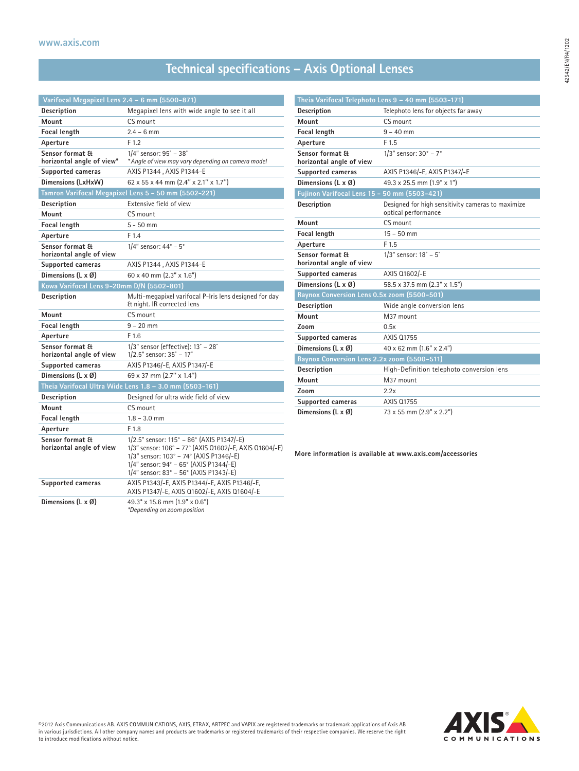www.axis.com

# Technical specifications – Axis Optional Lenses

| Varifocal Megapixel Lens 2.4 – 6 mm (5500-871) | |
|---|---|
| Description | Megapixel lens with wide angle to see it all |
| Mount | CS mount |
| Focal length | 2.4 – 6 mm |
| Aperture | F 1.2 |
| Sensor format & horizontal angle of view* | 1/4" sensor: 95˚ – 38˚<br>*\*Angle of view may vary depending on camera model* |
| Supported cameras | AXIS P1344 , AXIS P1344-E |
| Dimensions (LxHxW) | 62 x 55 x 44 mm (2.4'' x 2.1'' x 1.7'') |

| Tamron Varifocal Megapixel Lens 5 - 50 mm (5502-221) | |
|---|---|
| Description | Extensive field of view |
| Mount | CS mount |
| Focal length | 5 - 50 mm |
| Aperture | F 1.4 |
| Sensor format & horizontal angle of view | 1/4" sensor: 44˚ - 5˚ |
| Supported cameras | AXIS P1344 , AXIS P1344-E |
| Dimensions (L x Ø) | 60 x 40 mm (2.3" x 1.6") |

| Kowa Varifocal Lens 9-20mm D/N (5502-801) | |
|---|---|
| Description | Multi-megapixel varifocal P-Iris lens designed for day & night. IR corrected lens |
| Mount | CS mount |
| Focal length | 9 – 20 mm |
| Aperture | F 1.6 |
| Sensor format & horizontal angle of view | 1/3" sensor (effective): 13˚ – 28˚<br>1/2.5" sensor: 35˚ – 17˚ |
| Supported cameras | AXIS P1346/-E, AXIS P1347/-E |
| Dimensions (L x Ø) | 69 x 37 mm (2.7'' x 1.4'') |

| Theia Varifocal Ultra Wide Lens 1.8 – 3.0 mm (5503-161) | |
|---|---|
| Description | Designed for ultra wide field of view |
| Mount | CS mount |
| Focal length | 1.8 – 3.0 mm |
| Aperture | F 1.8 |
| Sensor format & horizontal angle of view | 1/2.5" sensor: 115° – 86° (AXIS P1347/-E)<br>1/3" sensor: 106° – 77° (AXIS Q1602/-E, AXIS Q1604/-E)<br>1/3" sensor: 103° – 74° (AXIS P1346/-E)<br>1/4" sensor: 94° – 65° (AXIS P1344/-E)<br>1/4" sensor: 83° – 56° (AXIS P1343/-E) |
| Supported cameras | AXIS P1343/-E, AXIS P1344/-E, AXIS P1346/-E, AXIS P1347/-E, AXIS Q1602/-E, AXIS Q1604/-E |
| Dimensions (L x Ø) | 49.3* x 15.6 mm (1.9" x 0.6")<br>*\*Depending on zoom position* |

| Theia Varifocal Telephoto Lens 9 – 40 mm (5503-171) | |
|---|---|
| Description | Telephoto lens for objects far away |
| Mount | CS mount |
| Focal length | 9 – 40 mm |
| Aperture | F 1.5 |
| Sensor format & horizontal angle of view | 1/3" sensor: 30° – 7° |
| Supported cameras | AXIS P1346/-E, AXIS P1347/-E |
| Dimensions (L x Ø) | 49.3 x 25.5 mm (1.9" x 1") |

| Fujinon Varifocal Lens 15 – 50 mm (5503-421) | |
|---|---|
| Description | Designed for high sensitivity cameras to maximize optical performance |
| Mount | CS mount |
| Focal length | 15 – 50 mm |
| Aperture | F 1.5 |
| Sensor format & horizontal angle of view | 1/3" sensor: 18˚ – 5˚ |
| Supported cameras | AXIS Q1602/-E |
| Dimensions (L x Ø) | 58.5 x 37.5 mm (2.3" x 1.5") |

| Raynox Conversion Lens 0.5x zoom (5500-501) | |
|---|---|
| Description | Wide angle conversion lens |
| Mount | M37 mount |
| Zoom | 0.5x |
| Supported cameras | AXIS Q1755 |
| Dimensions (L x Ø) | 40 x 62 mm (1.6" x 2.4") |

| Raynox Conversion Lens 2.2x zoom (5500-511) | |
|---|---|
| Description | High-Definition telephoto conversion lens |
| Mount | M37 mount |
| Zoom | 2.2x |
| Supported cameras | AXIS Q1755 |
| Dimensions (L x Ø) | 73 x 55 mm (2.9" x 2.2") |

**More information is available at www.axis.com/accessories**

©2012 Axis Communications AB. AXIS COMMUNICATIONS, AXIS, ETRAX, ARTPEC and VAPIX are registered trademarks or trademark applications of Axis AB in various jurisdictions. All other company names and products are trademarks or registered trademarks of their respective companies. We reserve the right to introduce modifications without notice.

42542/EN/R4/1202